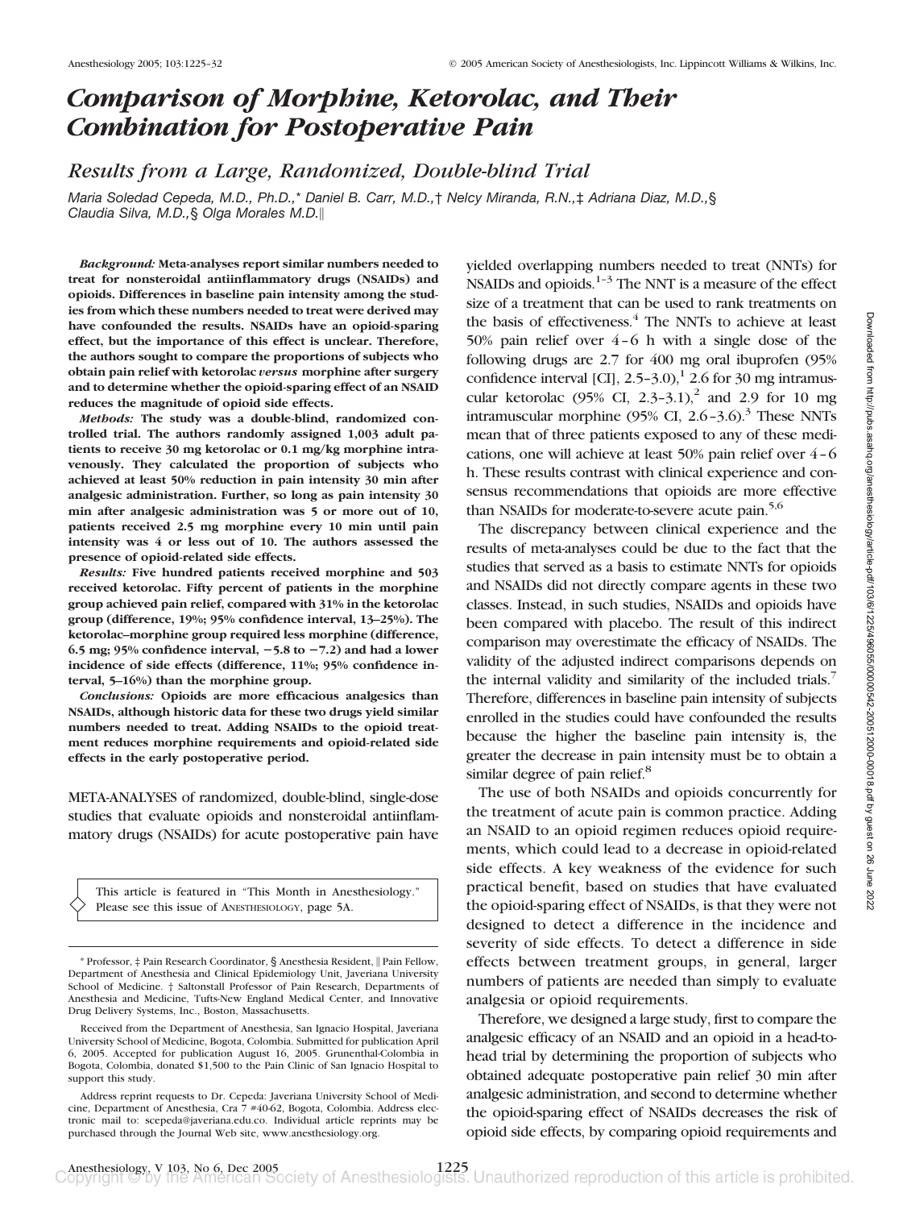# Comparison of Morphine, Ketorolac, and Their Combination for Postoperative Pain

## Results from a Large, Randomized, Double-blind Trial

*Maria Soledad Cepeda, M.D., Ph.D.,\* Daniel B. Carr, M.D.,† Nelcy Miranda, R.N.,‡ Adriana Diaz, M.D.,§ Claudia Silva, M.D.,§ Olga Morales M.D.‖*

***Background:*** **Meta-analyses report similar numbers needed to treat for nonsteroidal antiinflammatory drugs (NSAIDs) and opioids. Differences in baseline pain intensity among the studies from which these numbers needed to treat were derived may have confounded the results. NSAIDs have an opioid-sparing effect, but the importance of this effect is unclear. Therefore, the authors sought to compare the proportions of subjects who obtain pain relief with ketorolac *versus* morphine after surgery and to determine whether the opioid-sparing effect of an NSAID reduces the magnitude of opioid side effects.**

***Methods:*** **The study was a double-blind, randomized controlled trial. The authors randomly assigned 1,003 adult patients to receive 30 mg ketorolac or 0.1 mg/kg morphine intravenously. They calculated the proportion of subjects who achieved at least 50% reduction in pain intensity 30 min after analgesic administration. Further, so long as pain intensity 30 min after analgesic administration was 5 or more out of 10, patients received 2.5 mg morphine every 10 min until pain intensity was 4 or less out of 10. The authors assessed the presence of opioid-related side effects.**

***Results:*** **Five hundred patients received morphine and 503 received ketorolac. Fifty percent of patients in the morphine group achieved pain relief, compared with 31% in the ketorolac group (difference, 19%; 95% confidence interval, 13–25%). The ketorolac–morphine group required less morphine (difference, 6.5 mg; 95% confidence interval, −5.8 to −7.2) and had a lower incidence of side effects (difference, 11%; 95% confidence interval, 5–16%) than the morphine group.**

***Conclusions:*** **Opioids are more efficacious analgesics than NSAIDs, although historic data for these two drugs yield similar numbers needed to treat. Adding NSAIDs to the opioid treatment reduces morphine requirements and opioid-related side effects in the early postoperative period.**

META-ANALYSES of randomized, double-blind, single-dose studies that evaluate opioids and nonsteroidal antiinflammatory drugs (NSAIDs) for acute postoperative pain have yielded overlapping numbers needed to treat (NNTs) for NSAIDs and opioids.[1–3] The NNT is a measure of the effect size of a treatment that can be used to rank treatments on the basis of effectiveness.[4] The NNTs to achieve at least 50% pain relief over 4–6 h with a single dose of the following drugs are 2.7 for 400 mg oral ibuprofen (95% confidence interval [CI], 2.5–3.0),[1] 2.6 for 30 mg intramuscular ketorolac (95% CI, 2.3–3.1),[2] and 2.9 for 10 mg intramuscular morphine (95% CI, 2.6–3.6).[3] These NNTs mean that of three patients exposed to any of these medications, one will achieve at least 50% pain relief over 4–6 h. These results contrast with clinical experience and consensus recommendations that opioids are more effective than NSAIDs for moderate-to-severe acute pain.[5,6]

The discrepancy between clinical experience and the results of meta-analyses could be due to the fact that the studies that served as a basis to estimate NNTs for opioids and NSAIDs did not directly compare agents in these two classes. Instead, in such studies, NSAIDs and opioids have been compared with placebo. The result of this indirect comparison may overestimate the efficacy of NSAIDs. The validity of the adjusted indirect comparisons depends on the internal validity and similarity of the included trials.[7] Therefore, differences in baseline pain intensity of subjects enrolled in the studies could have confounded the results because the higher the baseline pain intensity is, the greater the decrease in pain intensity must be to obtain a similar degree of pain relief.[8]

The use of both NSAIDs and opioids concurrently for the treatment of acute pain is common practice. Adding an NSAID to an opioid regimen reduces opioid requirements, which could lead to a decrease in opioid-related side effects. A key weakness of the evidence for such practical benefit, based on studies that have evaluated the opioid-sparing effect of NSAIDs, is that they were not designed to detect a difference in the incidence and severity of side effects. To detect a difference in side effects between treatment groups, in general, larger numbers of patients are needed than simply to evaluate analgesia or opioid requirements.

Therefore, we designed a large study, first to compare the analgesic efficacy of an NSAID and an opioid in a head-to-head trial by determining the proportion of subjects who obtained adequate postoperative pain relief 30 min after analgesic administration, and second to determine whether the opioid-sparing effect of NSAIDs decreases the risk of opioid side effects, by comparing opioid requirements and

This article is featured in "This Month in Anesthesiology." Please see this issue of ANESTHESIOLOGY, page 5A.

\* Professor, ‡ Pain Research Coordinator, § Anesthesia Resident, ‖ Pain Fellow, Department of Anesthesia and Clinical Epidemiology Unit, Javeriana University School of Medicine. † Saltonstall Professor of Pain Research, Departments of Anesthesia and Medicine, Tufts-New England Medical Center, and Innovative Drug Delivery Systems, Inc., Boston, Massachusetts.

Received from the Department of Anesthesia, San Ignacio Hospital, Javeriana University School of Medicine, Bogota, Colombia. Submitted for publication April 6, 2005. Accepted for publication August 16, 2005. Grunenthal-Colombia in Bogota, Colombia, donated $1,500 to the Pain Clinic of San Ignacio Hospital to support this study.

Address reprint requests to Dr. Cepeda: Javeriana University School of Medicine, Department of Anesthesia, Cra 7 #40-62, Bogota, Colombia. Address electronic mail to: scepeda@javeriana.edu.co. Individual article reprints may be purchased through the Journal Web site, www.anesthesiology.org.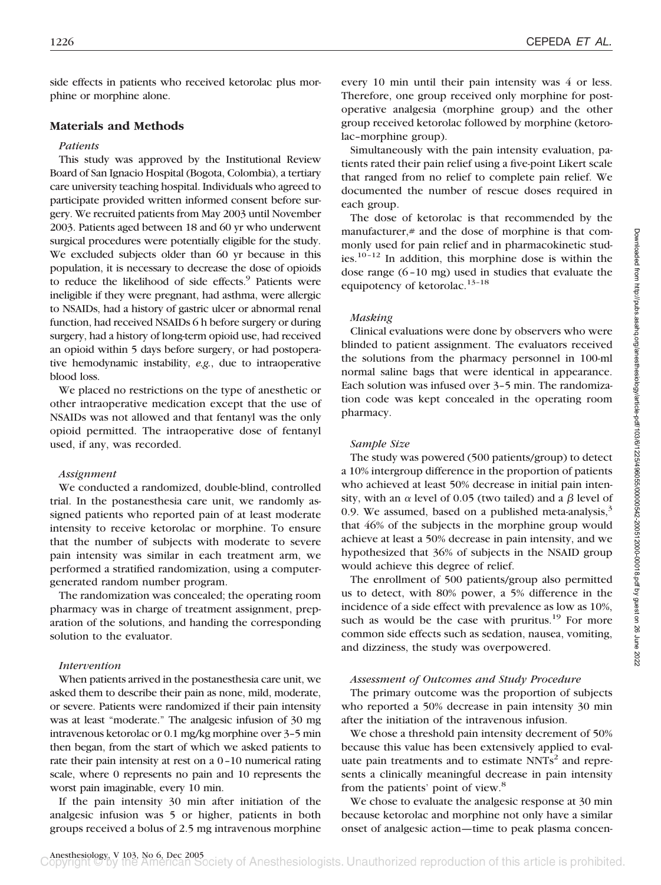side effects in patients who received ketorolac plus morphine or morphine alone.

## Materials and Methods

### *Patients*

This study was approved by the Institutional Review Board of San Ignacio Hospital (Bogota, Colombia), a tertiary care university teaching hospital. Individuals who agreed to participate provided written informed consent before surgery. We recruited patients from May 2003 until November 2003. Patients aged between 18 and 60 yr who underwent surgical procedures were potentially eligible for the study. We excluded subjects older than 60 yr because in this population, it is necessary to decrease the dose of opioids to reduce the likelihood of side effects.[9] Patients were ineligible if they were pregnant, had asthma, were allergic to NSAIDs, had a history of gastric ulcer or abnormal renal function, had received NSAIDs 6 h before surgery or during surgery, had a history of long-term opioid use, had received an opioid within 5 days before surgery, or had postoperative hemodynamic instability, *e.g.*, due to intraoperative blood loss.

We placed no restrictions on the type of anesthetic or other intraoperative medication except that the use of NSAIDs was not allowed and that fentanyl was the only opioid permitted. The intraoperative dose of fentanyl used, if any, was recorded.

### *Assignment*

We conducted a randomized, double-blind, controlled trial. In the postanesthesia care unit, we randomly assigned patients who reported pain of at least moderate intensity to receive ketorolac or morphine. To ensure that the number of subjects with moderate to severe pain intensity was similar in each treatment arm, we performed a stratified randomization, using a computer-generated random number program.

The randomization was concealed; the operating room pharmacy was in charge of treatment assignment, preparation of the solutions, and handing the corresponding solution to the evaluator.

### *Intervention*

When patients arrived in the postanesthesia care unit, we asked them to describe their pain as none, mild, moderate, or severe. Patients were randomized if their pain intensity was at least "moderate." The analgesic infusion of 30 mg intravenous ketorolac or 0.1 mg/kg morphine over 3–5 min then began, from the start of which we asked patients to rate their pain intensity at rest on a 0–10 numerical rating scale, where 0 represents no pain and 10 represents the worst pain imaginable, every 10 min.

If the pain intensity 30 min after initiation of the analgesic infusion was 5 or higher, patients in both groups received a bolus of 2.5 mg intravenous morphine every 10 min until their pain intensity was 4 or less. Therefore, one group received only morphine for postoperative analgesia (morphine group) and the other group received ketorolac followed by morphine (ketorolac–morphine group).

Simultaneously with the pain intensity evaluation, patients rated their pain relief using a five-point Likert scale that ranged from no relief to complete pain relief. We documented the number of rescue doses required in each group.

The dose of ketorolac is that recommended by the manufacturer,# and the dose of morphine is that commonly used for pain relief and in pharmacokinetic studies.[10–12] In addition, this morphine dose is within the dose range (6–10 mg) used in studies that evaluate the equipotency of ketorolac.[13–18]

### *Masking*

Clinical evaluations were done by observers who were blinded to patient assignment. The evaluators received the solutions from the pharmacy personnel in 100-ml normal saline bags that were identical in appearance. Each solution was infused over 3–5 min. The randomization code was kept concealed in the operating room pharmacy.

### *Sample Size*

The study was powered (500 patients/group) to detect a 10% intergroup difference in the proportion of patients who achieved at least 50% decrease in initial pain intensity, with an $\alpha$ level of 0.05 (two tailed) and a $\beta$ level of 0.9. We assumed, based on a published meta-analysis,[3] that 46% of the subjects in the morphine group would achieve at least a 50% decrease in pain intensity, and we hypothesized that 36% of subjects in the NSAID group would achieve this degree of relief.

The enrollment of 500 patients/group also permitted us to detect, with 80% power, a 5% difference in the incidence of a side effect with prevalence as low as 10%, such as would be the case with pruritus.[19] For more common side effects such as sedation, nausea, vomiting, and dizziness, the study was overpowered.

### *Assessment of Outcomes and Study Procedure*

The primary outcome was the proportion of subjects who reported a 50% decrease in pain intensity 30 min after the initiation of the intravenous infusion.

We chose a threshold pain intensity decrement of 50% because this value has been extensively applied to evaluate pain treatments and to estimate NNTs[2] and represents a clinically meaningful decrease in pain intensity from the patients' point of view.[8]

We chose to evaluate the analgesic response at 30 min because ketorolac and morphine not only have a similar onset of analgesic action—time to peak plasma concen-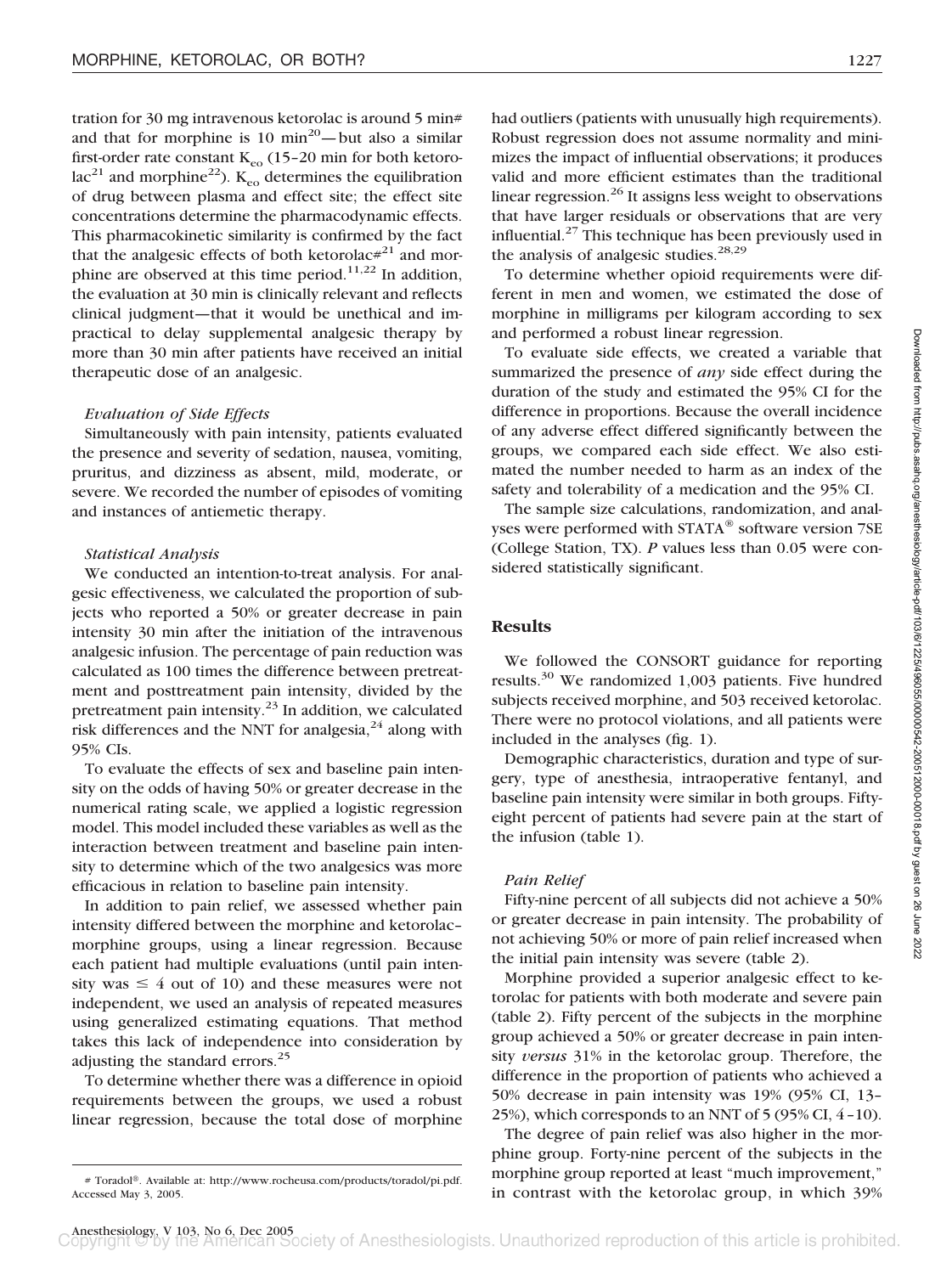tration for 30 mg intravenous ketorolac is around 5 min# and that for morphine is 10 min[20]—but also a similar first-order rate constant $K_{eo}$ (15–20 min for both ketorolac[21] and morphine[22]). $K_{eo}$ determines the equilibration of drug between plasma and effect site; the effect site concentrations determine the pharmacodynamic effects. This pharmacokinetic similarity is confirmed by the fact that the analgesic effects of both ketorolac#[21] and morphine are observed at this time period.[11,22] In addition, the evaluation at 30 min is clinically relevant and reflects clinical judgment—that it would be unethical and impractical to delay supplemental analgesic therapy by more than 30 min after patients have received an initial therapeutic dose of an analgesic.

#### *Evaluation of Side Effects*

Simultaneously with pain intensity, patients evaluated the presence and severity of sedation, nausea, vomiting, pruritus, and dizziness as absent, mild, moderate, or severe. We recorded the number of episodes of vomiting and instances of antiemetic therapy.

#### *Statistical Analysis*

We conducted an intention-to-treat analysis. For analgesic effectiveness, we calculated the proportion of subjects who reported a 50% or greater decrease in pain intensity 30 min after the initiation of the intravenous analgesic infusion. The percentage of pain reduction was calculated as 100 times the difference between pretreatment and posttreatment pain intensity, divided by the pretreatment pain intensity.[23] In addition, we calculated risk differences and the NNT for analgesia,[24] along with 95% CIs.

To evaluate the effects of sex and baseline pain intensity on the odds of having 50% or greater decrease in the numerical rating scale, we applied a logistic regression model. This model included these variables as well as the interaction between treatment and baseline pain intensity to determine which of the two analgesics was more efficacious in relation to baseline pain intensity.

In addition to pain relief, we assessed whether pain intensity differed between the morphine and ketorolac–morphine groups, using a linear regression. Because each patient had multiple evaluations (until pain intensity was $\leq$ 4 out of 10) and these measures were not independent, we used an analysis of repeated measures using generalized estimating equations. That method takes this lack of independence into consideration by adjusting the standard errors.[25]

To determine whether there was a difference in opioid requirements between the groups, we used a robust linear regression, because the total dose of morphine had outliers (patients with unusually high requirements). Robust regression does not assume normality and minimizes the impact of influential observations; it produces valid and more efficient estimates than the traditional linear regression.[26] It assigns less weight to observations that have larger residuals or observations that are very influential.[27] This technique has been previously used in the analysis of analgesic studies.[28,29]

To determine whether opioid requirements were different in men and women, we estimated the dose of morphine in milligrams per kilogram according to sex and performed a robust linear regression.

To evaluate side effects, we created a variable that summarized the presence of *any* side effect during the duration of the study and estimated the 95% CI for the difference in proportions. Because the overall incidence of any adverse effect differed significantly between the groups, we compared each side effect. We also estimated the number needed to harm as an index of the safety and tolerability of a medication and the 95% CI.

The sample size calculations, randomization, and analyses were performed with STATA® software version 7SE (College Station, TX). *P* values less than 0.05 were considered statistically significant.

## Results

We followed the CONSORT guidance for reporting results.[30] We randomized 1,003 patients. Five hundred subjects received morphine, and 503 received ketorolac. There were no protocol violations, and all patients were included in the analyses (fig. 1).

Demographic characteristics, duration and type of surgery, type of anesthesia, intraoperative fentanyl, and baseline pain intensity were similar in both groups. Fifty-eight percent of patients had severe pain at the start of the infusion (table 1).

#### *Pain Relief*

Fifty-nine percent of all subjects did not achieve a 50% or greater decrease in pain intensity. The probability of not achieving 50% or more of pain relief increased when the initial pain intensity was severe (table 2).

Morphine provided a superior analgesic effect to ketorolac for patients with both moderate and severe pain (table 2). Fifty percent of the subjects in the morphine group achieved a 50% or greater decrease in pain intensity *versus* 31% in the ketorolac group. Therefore, the difference in the proportion of patients who achieved a 50% decrease in pain intensity was 19% (95% CI, 13–25%), which corresponds to an NNT of 5 (95% CI, 4–10).

The degree of pain relief was also higher in the morphine group. Forty-nine percent of the subjects in the morphine group reported at least "much improvement," in contrast with the ketorolac group, in which 39%

# Toradol®. Available at: http://www.rocheusa.com/products/toradol/pi.pdf. Accessed May 3, 2005.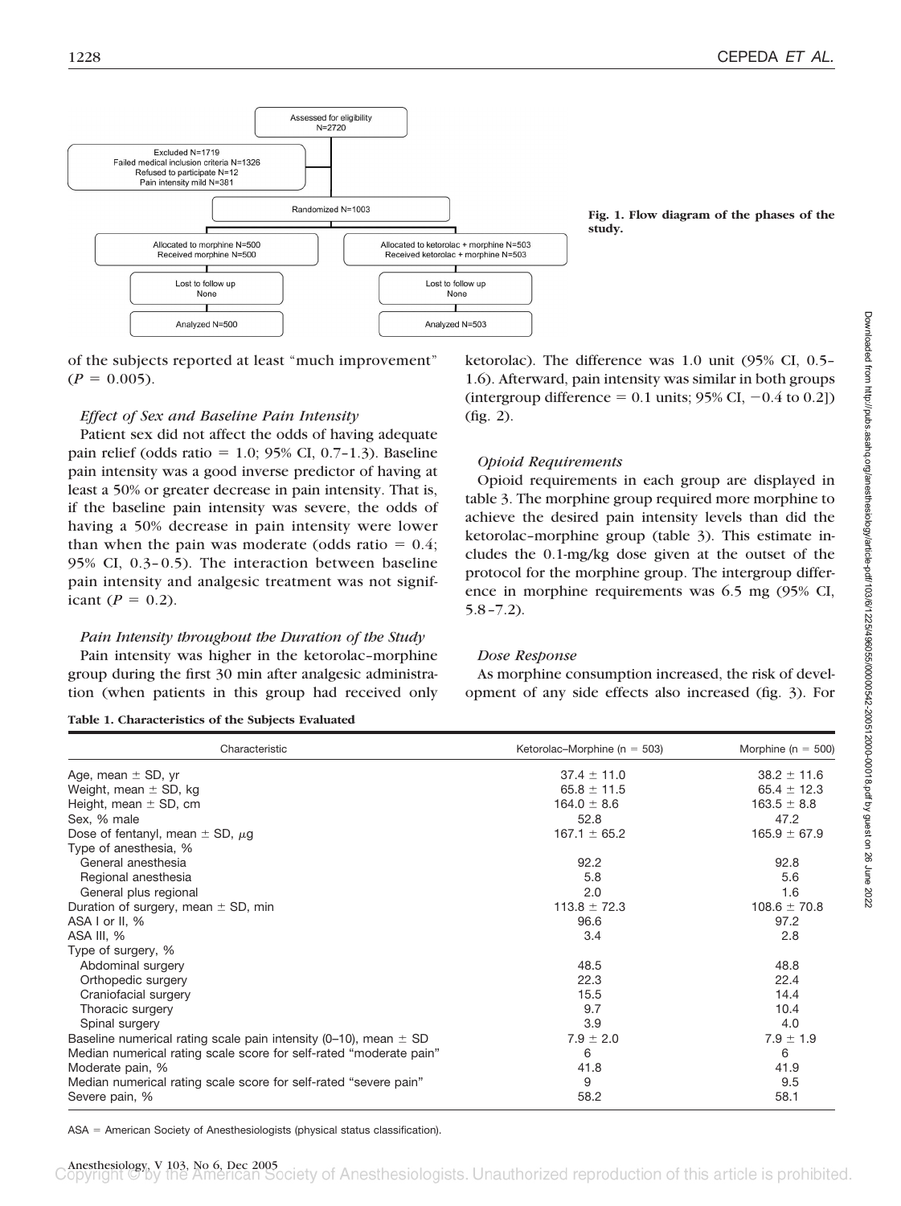Assessed for eligibility
N=2720

Excluded N=1719
Failed medical inclusion criteria N=1326
Refused to participate N=12
Pain intensity mild N=381

Randomized N=1003

Allocated to morphine N=500
Received morphine N=500

Allocated to ketorolac + morphine N=503
Received ketorolac + morphine N=503

Lost to follow up
None

Lost to follow up
None

Analyzed N=500

Analyzed N=503

**Fig. 1. Flow diagram of the phases of the study.**

of the subjects reported at least "much improvement" ($P = 0.005$).

### *Effect of Sex and Baseline Pain Intensity*

Patient sex did not affect the odds of having adequate pain relief (odds ratio = 1.0; 95% CI, 0.7–1.3). Baseline pain intensity was a good inverse predictor of having at least a 50% or greater decrease in pain intensity. That is, if the baseline pain intensity was severe, the odds of having a 50% decrease in pain intensity were lower than when the pain was moderate (odds ratio = 0.4; 95% CI, 0.3–0.5). The interaction between baseline pain intensity and analgesic treatment was not significant ($P = 0.2$).

### *Pain Intensity throughout the Duration of the Study*

Pain intensity was higher in the ketorolac–morphine group during the first 30 min after analgesic administration (when patients in this group had received only ketorolac). The difference was 1.0 unit (95% CI, 0.5–1.6). Afterward, pain intensity was similar in both groups (intergroup difference = 0.1 units; 95% CI, −0.4 to 0.2]) (fig. 2).

### *Opioid Requirements*

Opioid requirements in each group are displayed in table 3. The morphine group required more morphine to achieve the desired pain intensity levels than did the ketorolac–morphine group (table 3). This estimate includes the 0.1-mg/kg dose given at the outset of the protocol for the morphine group. The intergroup difference in morphine requirements was 6.5 mg (95% CI, 5.8–7.2).

### *Dose Response*

As morphine consumption increased, the risk of development of any side effects also increased (fig. 3). For

**Table 1. Characteristics of the Subjects Evaluated**

| Characteristic | Ketorolac–Morphine (n = 503) | Morphine (n = 500) |
|---|---|---|
| Age, mean ± SD, yr | 37.4 ± 11.0 | 38.2 ± 11.6 |
| Weight, mean ± SD, kg | 65.8 ± 11.5 | 65.4 ± 12.3 |
| Height, mean ± SD, cm | 164.0 ± 8.6 | 163.5 ± 8.8 |
| Sex, % male | 52.8 | 47.2 |
| Dose of fentanyl, mean ± SD, μg | 167.1 ± 65.2 | 165.9 ± 67.9 |
| Type of anesthesia, % | | |
| General anesthesia | 92.2 | 92.8 |
| Regional anesthesia | 5.8 | 5.6 |
| General plus regional | 2.0 | 1.6 |
| Duration of surgery, mean ± SD, min | 113.8 ± 72.3 | 108.6 ± 70.8 |
| ASA I or II, % | 96.6 | 97.2 |
| ASA III, % | 3.4 | 2.8 |
| Type of surgery, % | | |
| Abdominal surgery | 48.5 | 48.8 |
| Orthopedic surgery | 22.3 | 22.4 |
| Craniofacial surgery | 15.5 | 14.4 |
| Thoracic surgery | 9.7 | 10.4 |
| Spinal surgery | 3.9 | 4.0 |
| Baseline numerical rating scale pain intensity (0–10), mean ± SD | 7.9 ± 2.0 | 7.9 ± 1.9 |
| Median numerical rating scale score for self-rated "moderate pain" | 6 | 6 |
| Moderate pain, % | 41.8 | 41.9 |
| Median numerical rating scale score for self-rated "severe pain" | 9 | 9.5 |
| Severe pain, % | 58.2 | 58.1 |

ASA = American Society of Anesthesiologists (physical status classification).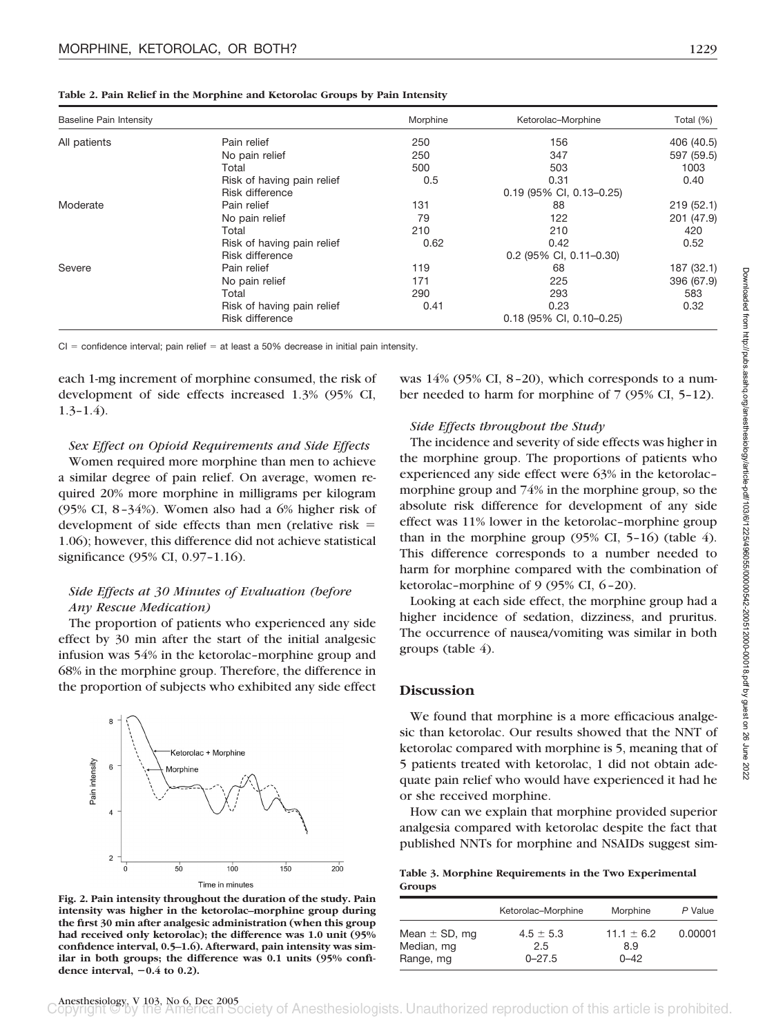**Table 2. Pain Relief in the Morphine and Ketorolac Groups by Pain Intensity**

| Baseline Pain Intensity | | Morphine | Ketorolac–Morphine | Total (%) |
|---|---|---|---|---|
| All patients | Pain relief | 250 | 156 | 406 (40.5) |
| | No pain relief | 250 | 347 | 597 (59.5) |
| | Total | 500 | 503 | 1003 |
| | Risk of having pain relief | 0.5 | 0.31 | 0.40 |
| | Risk difference | | 0.19 (95% CI, 0.13–0.25) | |
| Moderate | Pain relief | 131 | 88 | 219 (52.1) |
| | No pain relief | 79 | 122 | 201 (47.9) |
| | Total | 210 | 210 | 420 |
| | Risk of having pain relief | 0.62 | 0.42 | 0.52 |
| | Risk difference | | 0.2 (95% CI, 0.11–0.30) | |
| Severe | Pain relief | 119 | 68 | 187 (32.1) |
| | No pain relief | 171 | 225 | 396 (67.9) |
| | Total | 290 | 293 | 583 |
| | Risk of having pain relief | 0.41 | 0.23 | 0.32 |
| | Risk difference | | 0.18 (95% CI, 0.10–0.25) | |

CI = confidence interval; pain relief = at least a 50% decrease in initial pain intensity.

each 1-mg increment of morphine consumed, the risk of development of side effects increased 1.3% (95% CI, 1.3–1.4).

### *Sex Effect on Opioid Requirements and Side Effects*

Women required more morphine than men to achieve a similar degree of pain relief. On average, women required 20% more morphine in milligrams per kilogram (95% CI, 8–34%). Women also had a 6% higher risk of development of side effects than men (relative risk = 1.06); however, this difference did not achieve statistical significance (95% CI, 0.97–1.16).

### *Side Effects at 30 Minutes of Evaluation (before Any Rescue Medication)*

The proportion of patients who experienced any side effect by 30 min after the start of the initial analgesic infusion was 54% in the ketorolac–morphine group and 68% in the morphine group. Therefore, the difference in the proportion of subjects who exhibited any side effect was 14% (95% CI, 8–20), which corresponds to a number needed to harm for morphine of 7 (95% CI, 5–12).

**Fig. 2. Pain intensity throughout the duration of the study. Pain intensity was higher in the ketorolac–morphine group during the first 30 min after analgesic administration (when this group had received only ketorolac); the difference was 1.0 unit (95% confidence interval, 0.5–1.6). Afterward, pain intensity was similar in both groups; the difference was 0.1 units (95% confidence interval, −0.4 to 0.2).**

### *Side Effects throughout the Study*

The incidence and severity of side effects was higher in the morphine group. The proportions of patients who experienced any side effect were 63% in the ketorolac–morphine group and 74% in the morphine group, so the absolute risk difference for development of any side effect was 11% lower in the ketorolac–morphine group than in the morphine group (95% CI, 5–16) (table 4). This difference corresponds to a number needed to harm for morphine compared with the combination of ketorolac–morphine of 9 (95% CI, 6–20).

Looking at each side effect, the morphine group had a higher incidence of sedation, dizziness, and pruritus. The occurrence of nausea/vomiting was similar in both groups (table 4).

## Discussion

We found that morphine is a more efficacious analgesic than ketorolac. Our results showed that the NNT of ketorolac compared with morphine is 5, meaning that of 5 patients treated with ketorolac, 1 did not obtain adequate pain relief who would have experienced it had he or she received morphine.

How can we explain that morphine provided superior analgesia compared with ketorolac despite the fact that published NNTs for morphine and NSAIDs suggest sim-

**Table 3. Morphine Requirements in the Two Experimental Groups**

| | Ketorolac–Morphine | Morphine | *P* Value |
|---|---|---|---|
| Mean ± SD, mg | 4.5 ± 5.3 | 11.1 ± 6.2 | 0.00001 |
| Median, mg | 2.5 | 8.9 | |
| Range, mg | 0–27.5 | 0–42 | |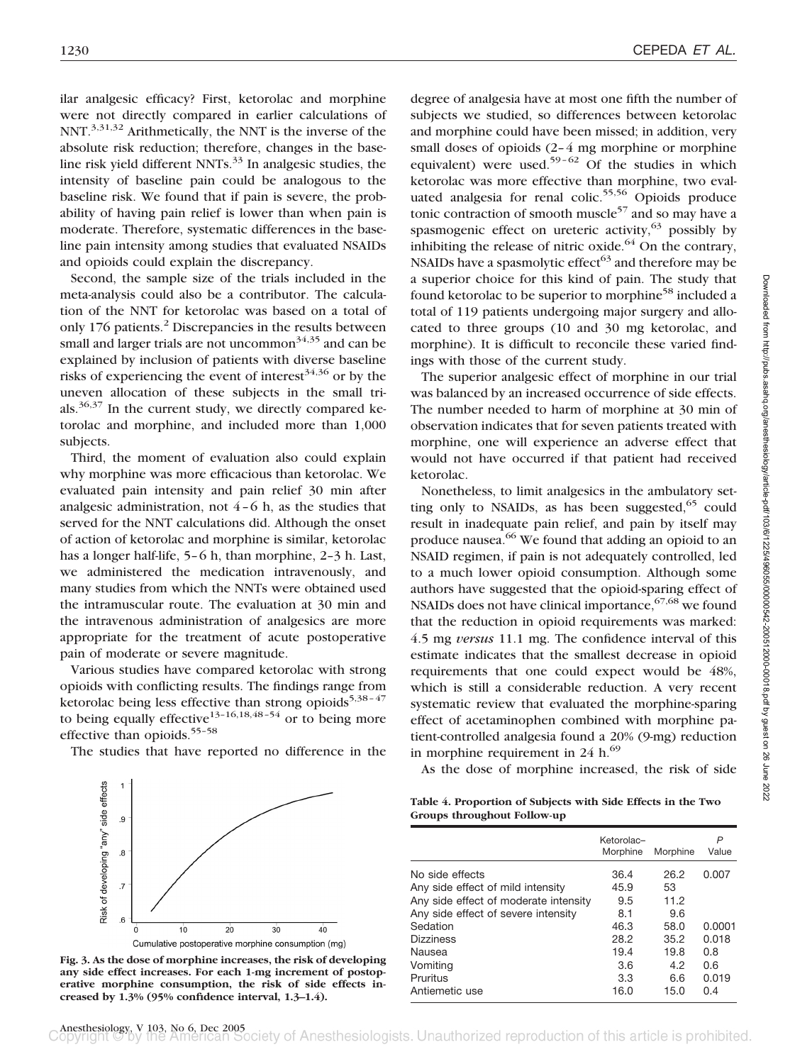ilar analgesic efficacy? First, ketorolac and morphine were not directly compared in earlier calculations of NNT.[3,31,32] Arithmetically, the NNT is the inverse of the absolute risk reduction; therefore, changes in the baseline risk yield different NNTs.[33] In analgesic studies, the intensity of baseline pain could be analogous to the baseline risk. We found that if pain is severe, the probability of having pain relief is lower than when pain is moderate. Therefore, systematic differences in the baseline pain intensity among studies that evaluated NSAIDs and opioids could explain the discrepancy.

Second, the sample size of the trials included in the meta-analysis could also be a contributor. The calculation of the NNT for ketorolac was based on a total of only 176 patients.[2] Discrepancies in the results between small and larger trials are not uncommon[34,35] and can be explained by inclusion of patients with diverse baseline risks of experiencing the event of interest[34,36] or by the uneven allocation of these subjects in the small trials.[36,37] In the current study, we directly compared ketorolac and morphine, and included more than 1,000 subjects.

Third, the moment of evaluation also could explain why morphine was more efficacious than ketorolac. We evaluated pain intensity and pain relief 30 min after analgesic administration, not 4–6 h, as the studies that served for the NNT calculations did. Although the onset of action of ketorolac and morphine is similar, ketorolac has a longer half-life, 5–6 h, than morphine, 2–3 h. Last, we administered the medication intravenously, and many studies from which the NNTs were obtained used the intramuscular route. The evaluation at 30 min and the intravenous administration of analgesics are more appropriate for the treatment of acute postoperative pain of moderate or severe magnitude.

Various studies have compared ketorolac with strong opioids with conflicting results. The findings range from ketorolac being less effective than strong opioids[5,38–47] to being equally effective[13–16,18,48–54] or to being more effective than opioids.[55–58]

The studies that have reported no difference in the degree of analgesia have at most one fifth the number of subjects we studied, so differences between ketorolac and morphine could have been missed; in addition, very small doses of opioids (2–4 mg morphine or morphine equivalent) were used.[59–62] Of the studies in which ketorolac was more effective than morphine, two evaluated analgesia for renal colic.[55,56] Opioids produce tonic contraction of smooth muscle[57] and so may have a spasmogenic effect on ureteric activity,[63] possibly by inhibiting the release of nitric oxide.[64] On the contrary, NSAIDs have a spasmolytic effect[63] and therefore may be a superior choice for this kind of pain. The study that found ketorolac to be superior to morphine[58] included a total of 119 patients undergoing major surgery and allocated to three groups (10 and 30 mg ketorolac, and morphine). It is difficult to reconcile these varied findings with those of the current study.

The superior analgesic effect of morphine in our trial was balanced by an increased occurrence of side effects. The number needed to harm of morphine at 30 min of observation indicates that for seven patients treated with morphine, one will experience an adverse effect that would not have occurred if that patient had received ketorolac.

Nonetheless, to limit analgesics in the ambulatory setting only to NSAIDs, as has been suggested,[65] could result in inadequate pain relief, and pain by itself may produce nausea.[66] We found that adding an opioid to an NSAID regimen, if pain is not adequately controlled, led to a much lower opioid consumption. Although some authors have suggested that the opioid-sparing effect of NSAIDs does not have clinical importance,[67,68] we found that the reduction in opioid requirements was marked: 4.5 mg *versus* 11.1 mg. The confidence interval of this estimate indicates that the smallest decrease in opioid requirements that one could expect would be 48%, which is still a considerable reduction. A very recent systematic review that evaluated the morphine-sparing effect of acetaminophen combined with morphine patient-controlled analgesia found a 20% (9-mg) reduction in morphine requirement in 24 h.[69]

As the dose of morphine increased, the risk of side

**Fig. 3. As the dose of morphine increases, the risk of developing any side effect increases. For each 1-mg increment of postoperative morphine consumption, the risk of side effects increased by 1.3% (95% confidence interval, 1.3–1.4).**

**Table 4. Proportion of Subjects with Side Effects in the Two Groups throughout Follow-up**

| | Ketorolac–Morphine | Morphine | *P* Value |
|---|---|---|---|
| No side effects | 36.4 | 26.2 | 0.007 |
| Any side effect of mild intensity | 45.9 | 53 | |
| Any side effect of moderate intensity | 9.5 | 11.2 | |
| Any side effect of severe intensity | 8.1 | 9.6 | |
| Sedation | 46.3 | 58.0 | 0.0001 |
| Dizziness | 28.2 | 35.2 | 0.018 |
| Nausea | 19.4 | 19.8 | 0.8 |
| Vomiting | 3.6 | 4.2 | 0.6 |
| Pruritus | 3.3 | 6.6 | 0.019 |
| Antiemetic use | 16.0 | 15.0 | 0.4 |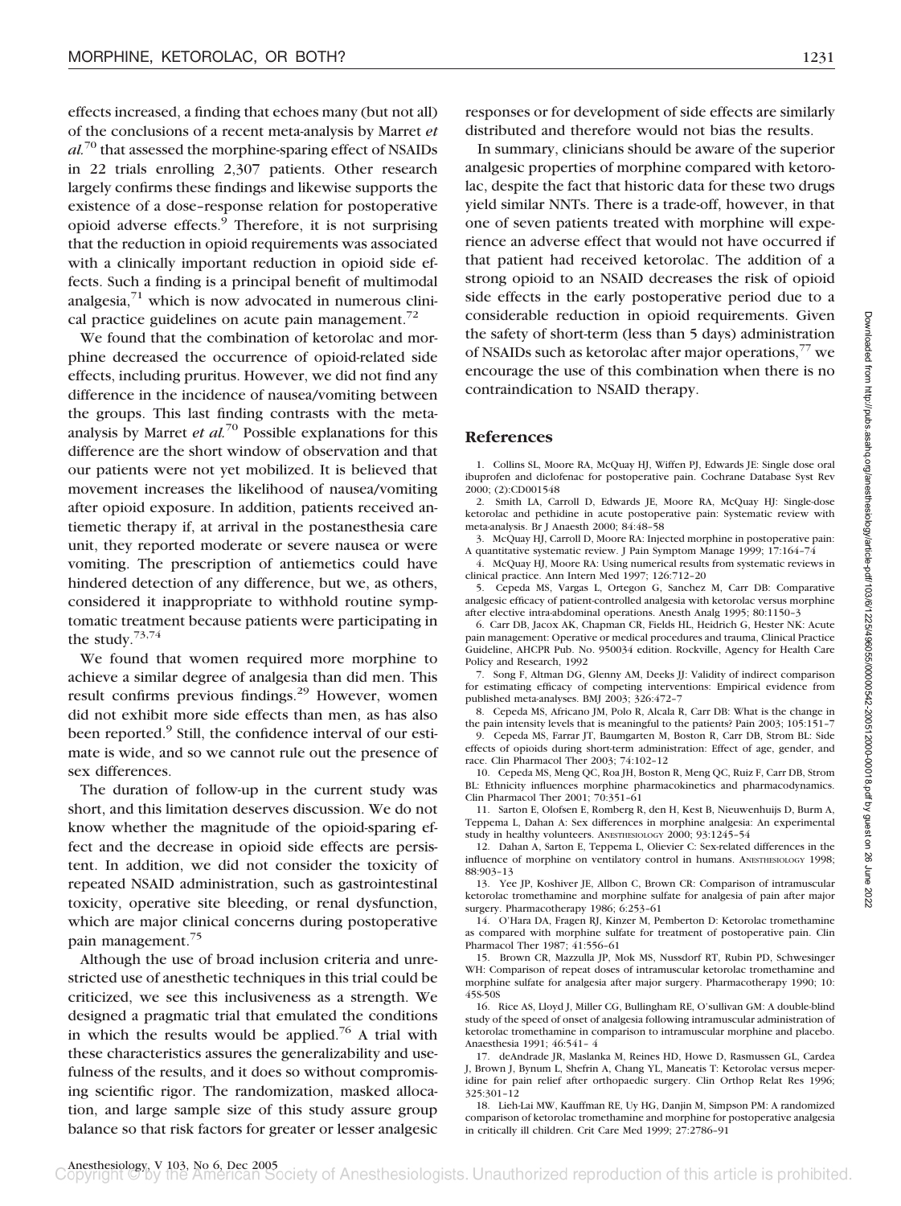effects increased, a finding that echoes many (but not all) of the conclusions of a recent meta-analysis by Marret *et al.*[70] that assessed the morphine-sparing effect of NSAIDs in 22 trials enrolling 2,307 patients. Other research largely confirms these findings and likewise supports the existence of a dose–response relation for postoperative opioid adverse effects.[9] Therefore, it is not surprising that the reduction in opioid requirements was associated with a clinically important reduction in opioid side effects. Such a finding is a principal benefit of multimodal analgesia,[71] which is now advocated in numerous clinical practice guidelines on acute pain management.[72]

We found that the combination of ketorolac and morphine decreased the occurrence of opioid-related side effects, including pruritus. However, we did not find any difference in the incidence of nausea/vomiting between the groups. This last finding contrasts with the meta-analysis by Marret *et al.*[70] Possible explanations for this difference are the short window of observation and that our patients were not yet mobilized. It is believed that movement increases the likelihood of nausea/vomiting after opioid exposure. In addition, patients received antiemetic therapy if, at arrival in the postanesthesia care unit, they reported moderate or severe nausea or were vomiting. The prescription of antiemetics could have hindered detection of any difference, but we, as others, considered it inappropriate to withhold routine symptomatic treatment because patients were participating in the study.[73,74]

We found that women required more morphine to achieve a similar degree of analgesia than did men. This result confirms previous findings.[29] However, women did not exhibit more side effects than men, as has also been reported.[9] Still, the confidence interval of our estimate is wide, and so we cannot rule out the presence of sex differences.

The duration of follow-up in the current study was short, and this limitation deserves discussion. We do not know whether the magnitude of the opioid-sparing effect and the decrease in opioid side effects are persistent. In addition, we did not consider the toxicity of repeated NSAID administration, such as gastrointestinal toxicity, operative site bleeding, or renal dysfunction, which are major clinical concerns during postoperative pain management.[75]

Although the use of broad inclusion criteria and unrestricted use of anesthetic techniques in this trial could be criticized, we see this inclusiveness as a strength. We designed a pragmatic trial that emulated the conditions in which the results would be applied.[76] A trial with these characteristics assures the generalizability and usefulness of the results, and it does so without compromising scientific rigor. The randomization, masked allocation, and large sample size of this study assure group balance so that risk factors for greater or lesser analgesic responses or for development of side effects are similarly distributed and therefore would not bias the results.

In summary, clinicians should be aware of the superior analgesic properties of morphine compared with ketorolac, despite the fact that historic data for these two drugs yield similar NNTs. There is a trade-off, however, in that one of seven patients treated with morphine will experience an adverse effect that would not have occurred if that patient had received ketorolac. The addition of a strong opioid to an NSAID decreases the risk of opioid side effects in the early postoperative period due to a considerable reduction in opioid requirements. Given the safety of short-term (less than 5 days) administration of NSAIDs such as ketorolac after major operations,[77] we encourage the use of this combination when there is no contraindication to NSAID therapy.

## References

1. Collins SL, Moore RA, McQuay HJ, Wiffen PJ, Edwards JE: Single dose oral ibuprofen and diclofenac for postoperative pain. Cochrane Database Syst Rev 2000; (2):CD001548
2. Smith LA, Carroll D, Edwards JE, Moore RA, McQuay HJ: Single-dose ketorolac and pethidine in acute postoperative pain: Systematic review with meta-analysis. Br J Anaesth 2000; 84:48–58
3. McQuay HJ, Carroll D, Moore RA: Injected morphine in postoperative pain: A quantitative systematic review. J Pain Symptom Manage 1999; 17:164–74
4. McQuay HJ, Moore RA: Using numerical results from systematic reviews in clinical practice. Ann Intern Med 1997; 126:712–20
5. Cepeda MS, Vargas L, Ortegon G, Sanchez M, Carr DB: Comparative analgesic efficacy of patient-controlled analgesia with ketorolac versus morphine after elective intra-abdominal operations. Anesth Analg 1995; 80:1150–3
6. Carr DB, Jacox AK, Chapman CR, Fields HL, Heidrich G, Hester NK: Acute pain management: Operative or medical procedures and trauma, Clinical Practice Guideline, AHCPR Pub. No. 950034 edition. Rockville, Agency for Health Care Policy and Research, 1992
7. Song F, Altman DG, Glenny AM, Deeks JJ: Validity of indirect comparison for estimating efficacy of competing interventions: Empirical evidence from published meta-analyses. BMJ 2003; 326:472–7
8. Cepeda MS, Africano JM, Polo R, Alcala R, Carr DB: What is the change in the pain intensity levels that is meaningful to the patients? Pain 2003; 105:151–7
9. Cepeda MS, Farrar JT, Baumgarten M, Boston R, Carr DB, Strom BL: Side effects of opioids during short-term administration: Effect of age, gender, and race. Clin Pharmacol Ther 2003; 74:102–12
10. Cepeda MS, Meng QC, Roa JH, Boston R, Meng QC, Ruiz F, Carr DB, Strom BL: Ethnicity influences morphine pharmacokinetics and pharmacodynamics. Clin Pharmacol Ther 2001; 70:351–61
11. Sarton E, Olofsen E, Romberg R, den H, Kest B, Nieuwenhuijs D, Burm A, Teppema L, Dahan A: Sex differences in morphine analgesia: An experimental study in healthy volunteers. ANESTHESIOLOGY 2000; 93:1245–54
12. Dahan A, Sarton E, Teppema L, Olievier C: Sex-related differences in the influence of morphine on ventilatory control in humans. ANESTHESIOLOGY 1998; 88:903–13
13. Yee JP, Koshiver JE, Allbon C, Brown CR: Comparison of intramuscular ketorolac tromethamine and morphine sulfate for analgesia of pain after major surgery. Pharmacotherapy 1986; 6:253–61
14. O'Hara DA, Fragen RJ, Kinzer M, Pemberton D: Ketorolac tromethamine as compared with morphine sulfate for treatment of postoperative pain. Clin Pharmacol Ther 1987; 41:556–61
15. Brown CR, Mazzulla JP, Mok MS, Nussdorf RT, Rubin PD, Schwesinger WH: Comparison of repeat doses of intramuscular ketorolac tromethamine and morphine sulfate for analgesia after major surgery. Pharmacotherapy 1990; 10: 45S-50S
16. Rice AS, Lloyd J, Miller CG, Bullingham RE, O'sullivan GM: A double-blind study of the speed of onset of analgesia following intramuscular administration of ketorolac tromethamine in comparison to intramuscular morphine and placebo. Anaesthesia 1991; 46:541–4
17. deAndrade JR, Maslanka M, Reines HD, Howe D, Rasmussen GL, Cardea J, Brown J, Bynum L, Shefrin A, Chang YL, Maneatis T: Ketorolac versus meperidine for pain relief after orthopaedic surgery. Clin Orthop Relat Res 1996; 325:301–12
18. Lieh-Lai MW, Kauffman RE, Uy HG, Danjin M, Simpson PM: A randomized comparison of ketorolac tromethamine and morphine for postoperative analgesia in critically ill children. Crit Care Med 1999; 27:2786–91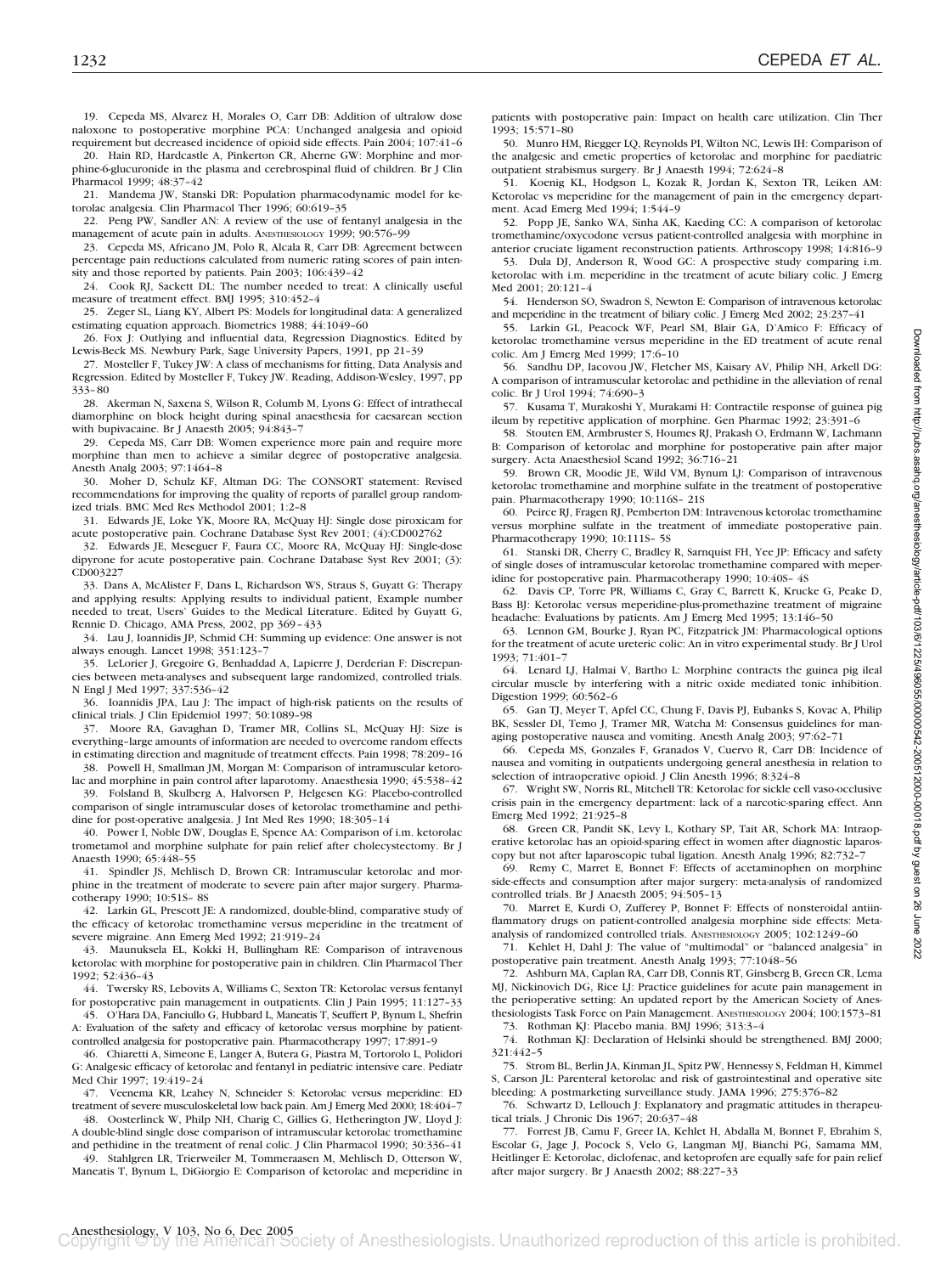19. Cepeda MS, Alvarez H, Morales O, Carr DB: Addition of ultralow dose naloxone to postoperative morphine PCA: Unchanged analgesia and opioid requirement but decreased incidence of opioid side effects. Pain 2004; 107:41–6

20. Hain RD, Hardcastle A, Pinkerton CR, Aherne GW: Morphine and morphine-6-glucuronide in the plasma and cerebrospinal fluid of children. Br J Clin Pharmacol 1999; 48:37–42

21. Mandema JW, Stanski DR: Population pharmacodynamic model for ketorolac analgesia. Clin Pharmacol Ther 1996; 60:619–35

22. Peng PW, Sandler AN: A review of the use of fentanyl analgesia in the management of acute pain in adults. ANESTHESIOLOGY 1999; 90:576–99

23. Cepeda MS, Africano JM, Polo R, Alcala R, Carr DB: Agreement between percentage pain reductions calculated from numeric rating scores of pain intensity and those reported by patients. Pain 2003; 106:439–42

24. Cook RJ, Sackett DL: The number needed to treat: A clinically useful measure of treatment effect. BMJ 1995; 310:452–4

25. Zeger SL, Liang KY, Albert PS: Models for longitudinal data: A generalized estimating equation approach. Biometrics 1988; 44:1049–60

26. Fox J: Outlying and influential data, Regression Diagnostics. Edited by Lewis-Beck MS. Newbury Park, Sage University Papers, 1991, pp 21–39

27. Mosteller F, Tukey JW: A class of mechanisms for fitting, Data Analysis and Regression. Edited by Mosteller F, Tukey JW. Reading, Addison-Wesley, 1997, pp 333–80

28. Akerman N, Saxena S, Wilson R, Columb M, Lyons G: Effect of intrathecal diamorphine on block height during spinal anaesthesia for caesarean section with bupivacaine. Br J Anaesth 2005; 94:843–7

29. Cepeda MS, Carr DB: Women experience more pain and require more morphine than men to achieve a similar degree of postoperative analgesia. Anesth Analg 2003; 97:1464–8

30. Moher D, Schulz KF, Altman DG: The CONSORT statement: Revised recommendations for improving the quality of reports of parallel group randomized trials. BMC Med Res Methodol 2001; 1:2–8

31. Edwards JE, Loke YK, Moore RA, McQuay HJ: Single dose piroxicam for acute postoperative pain. Cochrane Database Syst Rev 2001; (4):CD002762

32. Edwards JE, Meseguer F, Faura CC, Moore RA, McQuay HJ: Single-dose dipyrone for acute postoperative pain. Cochrane Database Syst Rev 2001; (3): CD003227

33. Dans A, McAlister F, Dans L, Richardson WS, Straus S, Guyatt G: Therapy and applying results: Applying results to individual patient, Example number needed to treat, Users' Guides to the Medical Literature. Edited by Guyatt G, Rennie D. Chicago, AMA Press, 2002, pp 369–433

34. Lau J, Ioannidis JP, Schmid CH: Summing up evidence: One answer is not always enough. Lancet 1998; 351:123–7

35. LeLorier J, Gregoire G, Benhaddad A, Lapierre J, Derderian F: Discrepancies between meta-analyses and subsequent large randomized, controlled trials. N Engl J Med 1997; 337:536–42

36. Ioannidis JPA, Lau J: The impact of high-risk patients on the results of clinical trials. J Clin Epidemiol 1997; 50:1089–98

37. Moore RA, Gavaghan D, Tramer MR, Collins SL, McQuay HJ: Size is everything–large amounts of information are needed to overcome random effects in estimating direction and magnitude of treatment effects. Pain 1998; 78:209–16

38. Powell H, Smallman JM, Morgan M: Comparison of intramuscular ketorolac and morphine in pain control after laparotomy. Anaesthesia 1990; 45:538–42

39. Folsland B, Skulberg A, Halvorsen P, Helgesen KG: Placebo-controlled comparison of single intramuscular doses of ketorolac tromethamine and pethidine for post-operative analgesia. J Int Med Res 1990; 18:305–14

40. Power I, Noble DW, Douglas E, Spence AA: Comparison of i.m. ketorolac trometamol and morphine sulphate for pain relief after cholecystectomy. Br J Anaesth 1990; 65:448–55

41. Spindler JS, Mehlisch D, Brown CR: Intramuscular ketorolac and morphine in the treatment of moderate to severe pain after major surgery. Pharmacotherapy 1990; 10:51S–8S

42. Larkin GL, Prescott JE: A randomized, double-blind, comparative study of the efficacy of ketorolac tromethamine versus meperidine in the treatment of severe migraine. Ann Emerg Med 1992; 21:919–24

43. Maunuksela EL, Kokki H, Bullingham RE: Comparison of intravenous ketorolac with morphine for postoperative pain in children. Clin Pharmacol Ther 1992; 52:436–43

44. Twersky RS, Lebovits A, Williams C, Sexton TR: Ketorolac versus fentanyl for postoperative pain management in outpatients. Clin J Pain 1995; 11:127–33

45. O'Hara DA, Fanciullo G, Hubbard L, Maneatis T, Seuffert P, Bynum L, Shefrin A: Evaluation of the safety and efficacy of ketorolac versus morphine by patient-controlled analgesia for postoperative pain. Pharmacotherapy 1997; 17:891–9

46. Chiaretti A, Simeone E, Langer A, Butera G, Piastra M, Tortorolo L, Polidori G: Analgesic efficacy of ketorolac and fentanyl in pediatric intensive care. Pediatr Med Chir 1997; 19:419–24

47. Veenema KR, Leahey N, Schneider S: Ketorolac versus meperidine: ED treatment of severe musculoskeletal low back pain. Am J Emerg Med 2000; 18:404–7

48. Oosterlinck W, Philp NH, Charig C, Gillies G, Hetherington JW, Lloyd J: A double-blind single dose comparison of intramuscular ketorolac tromethamine and pethidine in the treatment of renal colic. J Clin Pharmacol 1990; 30:336–41

49. Stahlgren LR, Trierweiler M, Tommeraasen M, Mehlisch D, Otterson W, Maneatis T, Bynum L, DiGiorgio E: Comparison of ketorolac and meperidine in patients with postoperative pain: Impact on health care utilization. Clin Ther 1993; 15:571–80

50. Munro HM, Riegger LQ, Reynolds PI, Wilton NC, Lewis IH: Comparison of the analgesic and emetic properties of ketorolac and morphine for paediatric outpatient strabismus surgery. Br J Anaesth 1994; 72:624–8

51. Koenig KL, Hodgson L, Kozak R, Jordan K, Sexton TR, Leiken AM: Ketorolac vs meperidine for the management of pain in the emergency department. Acad Emerg Med 1994; 1:544–9

52. Popp JE, Sanko WA, Sinha AK, Kaeding CC: A comparison of ketorolac tromethamine/oxycodone versus patient-controlled analgesia with morphine in anterior cruciate ligament reconstruction patients. Arthroscopy 1998; 14:816–9

53. Dula DJ, Anderson R, Wood GC: A prospective study comparing i.m. ketorolac with i.m. meperidine in the treatment of acute biliary colic. J Emerg Med 2001; 20:121–4

54. Henderson SO, Swadron S, Newton E: Comparison of intravenous ketorolac and meperidine in the treatment of biliary colic. J Emerg Med 2002; 23:237–41

55. Larkin GL, Peacock WF, Pearl SM, Blair GA, D'Amico F: Efficacy of ketorolac tromethamine versus meperidine in the ED treatment of acute renal colic. Am J Emerg Med 1999; 17:6–10

56. Sandhu DP, Iacovou JW, Fletcher MS, Kaisary AV, Philip NH, Arkell DG: A comparison of intramuscular ketorolac and pethidine in the alleviation of renal colic. Br J Urol 1994; 74:690–3

57. Kusama T, Murakoshi Y, Murakami H: Contractile response of guinea pig ileum by repetitive application of morphine. Gen Pharmac 1992; 23:391–6

58. Stouten EM, Armbruster S, Houmes RJ, Prakash O, Erdmann W, Lachmann B: Comparison of ketorolac and morphine for postoperative pain after major surgery. Acta Anaesthesiol Scand 1992; 36:716–21

59. Brown CR, Moodie JE, Wild VM, Bynum LJ: Comparison of intravenous ketorolac tromethamine and morphine sulfate in the treatment of postoperative pain. Pharmacotherapy 1990; 10:116S–21S

60. Peirce RJ, Fragen RJ, Pemberton DM: Intravenous ketorolac tromethamine versus morphine sulfate in the treatment of immediate postoperative pain. Pharmacotherapy 1990; 10:111S–5S

61. Stanski DR, Cherry C, Bradley R, Sarnquist FH, Yee JP: Efficacy and safety of single doses of intramuscular ketorolac tromethamine compared with meperidine for postoperative pain. Pharmacotherapy 1990; 10:40S–4S

62. Davis CP, Torre PR, Williams C, Gray C, Barrett K, Krucke G, Peake D, Bass BJ: Ketorolac versus meperidine-plus-promethazine treatment of migraine headache: Evaluations by patients. Am J Emerg Med 1995; 13:146–50

63. Lennon GM, Bourke J, Ryan PC, Fitzpatrick JM: Pharmacological options for the treatment of acute ureteric colic: An in vitro experimental study. Br J Urol 1993; 71:401–7

64. Lenard LJ, Halmai V, Bartho L: Morphine contracts the guinea pig ileal circular muscle by interfering with a nitric oxide mediated tonic inhibition. Digestion 1999; 60:562–6

65. Gan TJ, Meyer T, Apfel CC, Chung F, Davis PJ, Eubanks S, Kovac A, Philip BK, Sessler DI, Temo J, Tramer MR, Watcha M: Consensus guidelines for managing postoperative nausea and vomiting. Anesth Analg 2003; 97:62–71

66. Cepeda MS, Gonzales F, Granados V, Cuervo R, Carr DB: Incidence of nausea and vomiting in outpatients undergoing general anesthesia in relation to selection of intraoperative opioid. J Clin Anesth 1996; 8:324–8

67. Wright SW, Norris RL, Mitchell TR: Ketorolac for sickle cell vaso-occlusive crisis pain in the emergency department: lack of a narcotic-sparing effect. Ann Emerg Med 1992; 21:925–8

68. Green CR, Pandit SK, Levy L, Kothary SP, Tait AR, Schork MA: Intraoperative ketorolac has an opioid-sparing effect in women after diagnostic laparoscopy but not after laparoscopic tubal ligation. Anesth Analg 1996; 82:732–7

69. Remy C, Marret E, Bonnet F: Effects of acetaminophen on morphine side-effects and consumption after major surgery: meta-analysis of randomized controlled trials. Br J Anaesth 2005; 94:505–13

70. Marret E, Kurdi O, Zufferey P, Bonnet F: Effects of nonsteroidal antiinflammatory drugs on patient-controlled analgesia morphine side effects: Meta-analysis of randomized controlled trials. ANESTHESIOLOGY 2005; 102:1249–60

71. Kehlet H, Dahl J: The value of "multimodal" or "balanced analgesia" in postoperative pain treatment. Anesth Analg 1993; 77:1048–56

72. Ashburn MA, Caplan RA, Carr DB, Connis RT, Ginsberg B, Green CR, Lema MJ, Nickinovich DG, Rice LJ: Practice guidelines for acute pain management in the perioperative setting: An updated report by the American Society of Anesthesiologists Task Force on Pain Management. ANESTHESIOLOGY 2004; 100:1573–81

73. Rothman KJ: Placebo mania. BMJ 1996; 313:3–4

74. Rothman KJ: Declaration of Helsinki should be strengthened. BMJ 2000; 321:442–5

75. Strom BL, Berlin JA, Kinman JL, Spitz PW, Hennessy S, Feldman H, Kimmel S, Carson JL: Parenteral ketorolac and risk of gastrointestinal and operative site bleeding: A postmarketing surveillance study. JAMA 1996; 275:376–82

76. Schwartz D, Lellouch J: Explanatory and pragmatic attitudes in therapeutical trials. J Chronic Dis 1967; 20:637–48

77. Forrest JB, Camu F, Greer IA, Kehlet H, Abdalla M, Bonnet F, Ebrahim S, Escolar G, Jage J, Pocock S, Velo G, Langman MJ, Bianchi PG, Samama MM, Heitlinger E: Ketorolac, diclofenac, and ketoprofen are equally safe for pain relief after major surgery. Br J Anaesth 2002; 88:227–33